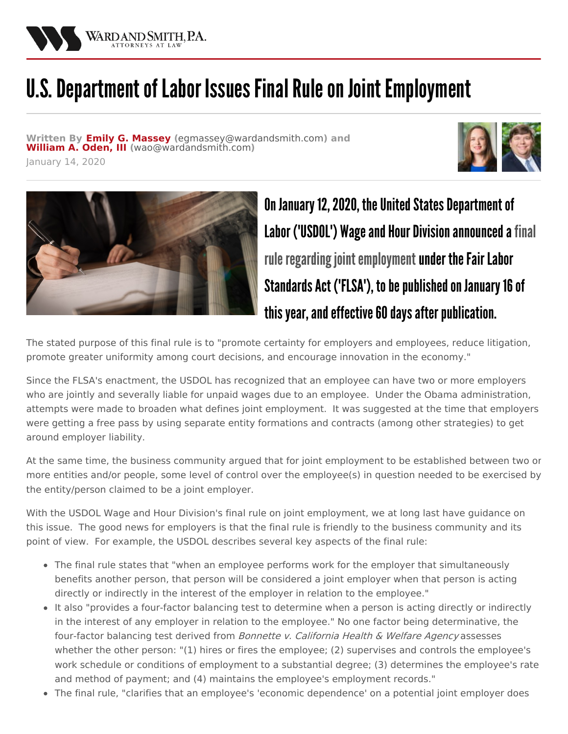WARD AND SMITH, P.A.
ATTORNEYS AT LAW

# U.S. Department of Labor Issues Final Rule on Joint Employment

**Written By Emily G. Massey** (egmassey@wardandsmith.com) **and William A. Oden, III** (wao@wardandsmith.com)

January 14, 2020

## On January 12, 2020, the United States Department of Labor ('USDOL') Wage and Hour Division announced a final rule regarding joint employment under the Fair Labor Standards Act ('FLSA'), to be published on January 16 of this year, and effective 60 days after publication.

The stated purpose of this final rule is to "promote certainty for employers and employees, reduce litigation, promote greater uniformity among court decisions, and encourage innovation in the economy."

Since the FLSA's enactment, the USDOL has recognized that an employee can have two or more employers who are jointly and severally liable for unpaid wages due to an employee. Under the Obama administration, attempts were made to broaden what defines joint employment. It was suggested at the time that employers were getting a free pass by using separate entity formations and contracts (among other strategies) to get around employer liability.

At the same time, the business community argued that for joint employment to be established between two or more entities and/or people, some level of control over the employee(s) in question needed to be exercised by the entity/person claimed to be a joint employer.

With the USDOL Wage and Hour Division's final rule on joint employment, we at long last have guidance on this issue. The good news for employers is that the final rule is friendly to the business community and its point of view. For example, the USDOL describes several key aspects of the final rule:

- The final rule states that "when an employee performs work for the employer that simultaneously benefits another person, that person will be considered a joint employer when that person is acting directly or indirectly in the interest of the employer in relation to the employee."
- It also "provides a four-factor balancing test to determine when a person is acting directly or indirectly in the interest of any employer in relation to the employee." No one factor being determinative, the four-factor balancing test derived from *Bonnette v. California Health & Welfare Agency* assesses whether the other person: "(1) hires or fires the employee; (2) supervises and controls the employee's work schedule or conditions of employment to a substantial degree; (3) determines the employee's rate and method of payment; and (4) maintains the employee's employment records."
- The final rule, "clarifies that an employee's 'economic dependence' on a potential joint employer does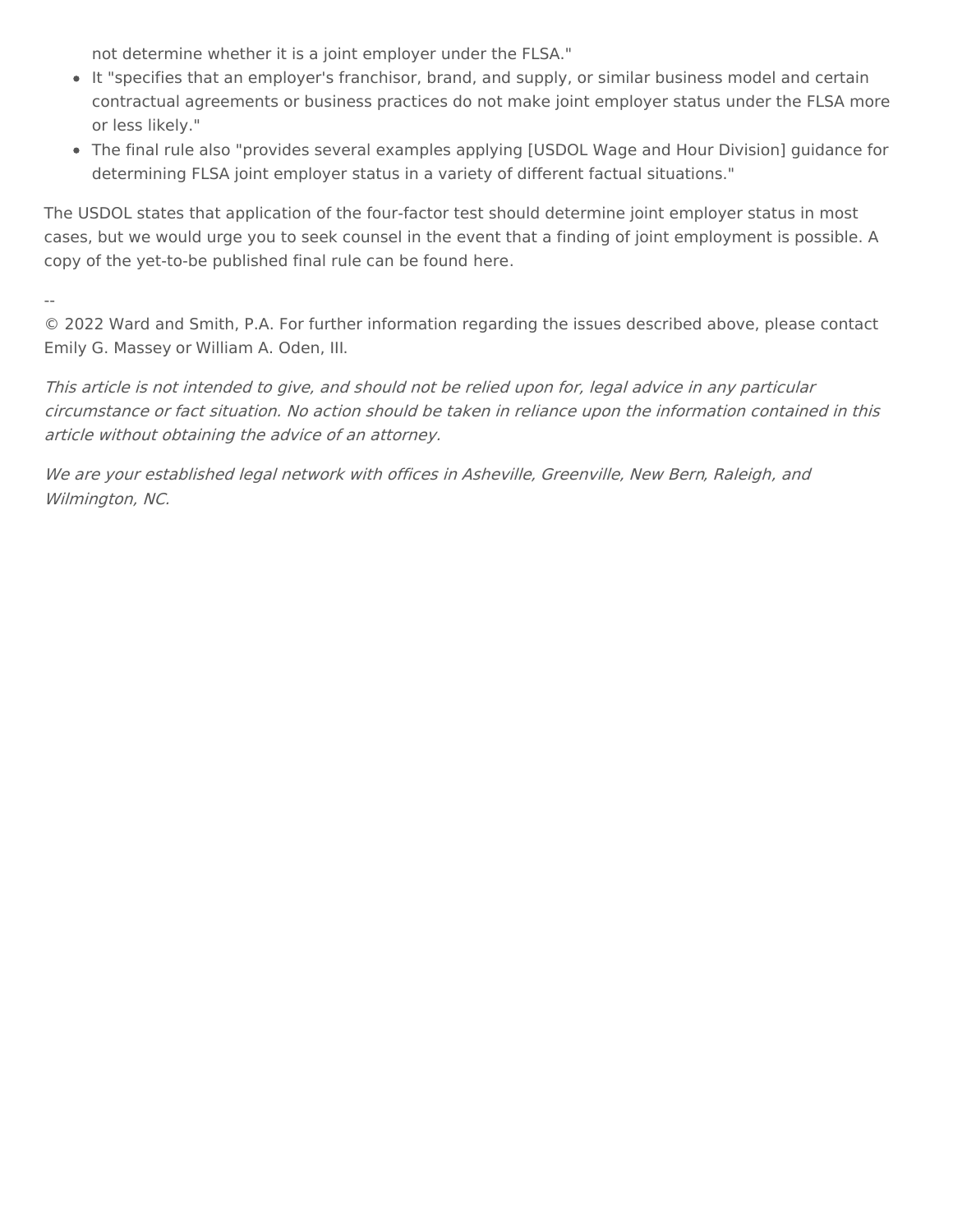not determine whether it is a joint employer under the FLSA."

- It "specifies that an employer's franchisor, brand, and supply, or similar business model and certain contractual agreements or business practices do not make joint employer status under the FLSA more or less likely."
- The final rule also "provides several examples applying [USDOL Wage and Hour Division] guidance for determining FLSA joint employer status in a variety of different factual situations."

The USDOL states that application of the four-factor test should determine joint employer status in most cases, but we would urge you to seek counsel in the event that a finding of joint employment is possible. A copy of the yet-to-be published final rule can be found here.

--

© 2022 Ward and Smith, P.A. For further information regarding the issues described above, please contact Emily G. Massey or William A. Oden, III.

*This article is not intended to give, and should not be relied upon for, legal advice in any particular circumstance or fact situation. No action should be taken in reliance upon the information contained in this article without obtaining the advice of an attorney.*

*We are your established legal network with offices in Asheville, Greenville, New Bern, Raleigh, and Wilmington, NC.*